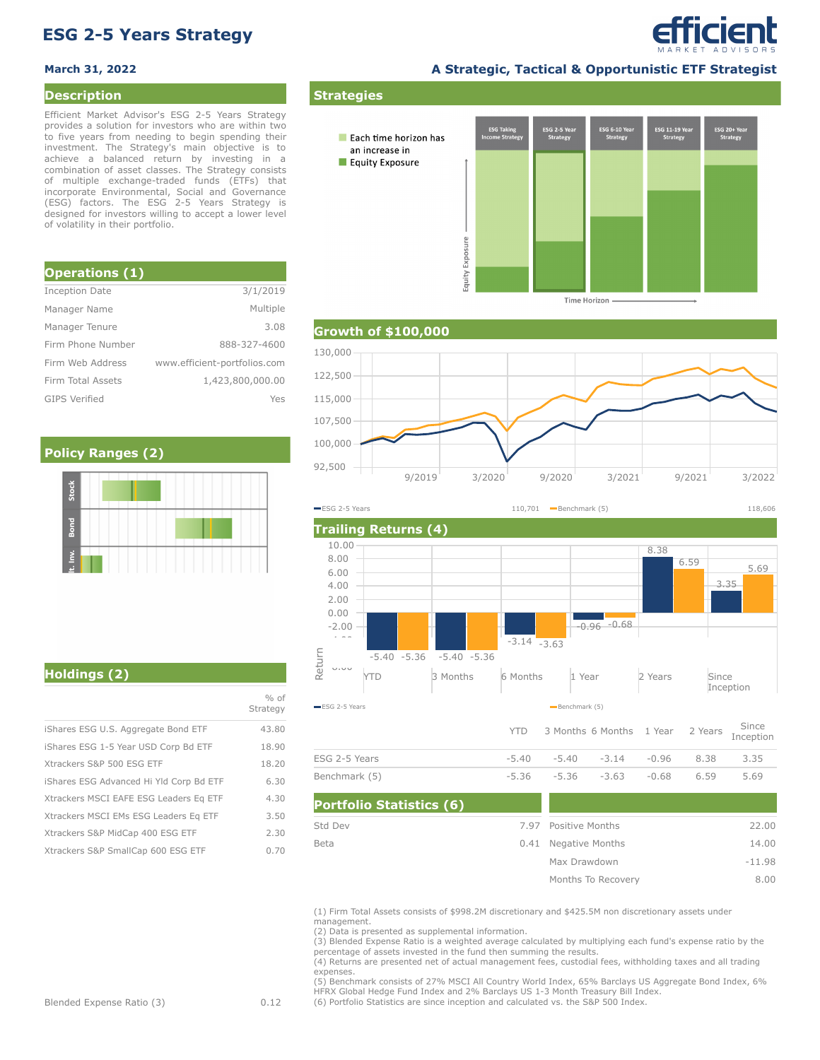# ESG 2-5 Years Strategy

**March 31, 2022**

**A Strategic, Tactical & Opportunistic ETF Strategist**

## Description

Efficient Market Advisor's ESG 2-5 Years Strategy provides a solution for investors who are within two to five years from needing to begin spending their investment. The Strategy's main objective is to achieve a balanced return by investing in a combination of asset classes. The Strategy consists of multiple exchange-traded funds (ETFs) that incorporate Environmental, Social and Governance (ESG) factors. The ESG 2-5 Years Strategy is designed for investors willing to accept a lower level of volatility in their portfolio.

## Operations (1)

| | |
|---|---|
| Inception Date | 3/1/2019 |
| Manager Name | Multiple |
| Manager Tenure | 3.08 |
| Firm Phone Number | 888-327-4600 |
| Firm Web Address | www.efficient-portfolios.com |
| Firm Total Assets | 1,423,800,000.00 |
| GIPS Verified | Yes |

## Policy Ranges (2)

Stock

Bond

Alt. Inv.

## Holdings (2)

| | % of Strategy |
|---|---|
| iShares ESG U.S. Aggregate Bond ETF | 43.80 |
| iShares ESG 1-5 Year USD Corp Bd ETF | 18.90 |
| Xtrackers S&P 500 ESG ETF | 18.20 |
| iShares ESG Advanced Hi Yld Corp Bd ETF | 6.30 |
| Xtrackers MSCI EAFE ESG Leaders Eq ETF | 4.30 |
| Xtrackers MSCI EMs ESG Leaders Eq ETF | 3.50 |
| Xtrackers S&P MidCap 400 ESG ETF | 2.30 |
| Xtrackers S&P SmallCap 600 ESG ETF | 0.70 |

Blended Expense Ratio (3) 0.12

## Strategies

Each time horizon has an increase in Equity Exposure

ESG Taking Income Strategy | ESG 2-5 Year Strategy | ESG 6-10 Year Strategy | ESG 11-19 Year Strategy | ESG 20+ Year Strategy

Equity Exposure / Time Horizon

## Growth of $100,000

ESG 2-5 Years 110,701 | Benchmark (5) 118,606

## Trailing Returns (4)

| | YTD | 3 Months | 6 Months | 1 Year | 2 Years | Since Inception |
|---|---|---|---|---|---|---|
| ESG 2-5 Years | -5.40 | -5.40 | -3.14 | -0.96 | 8.38 | 3.35 |
| Benchmark (5) | -5.36 | -5.36 | -3.63 | -0.68 | 6.59 | 5.69 |

## Portfolio Statistics (6)

| | | | |
|---|---|---|---|
| Std Dev | 7.97 | Positive Months | 22.00 |
| Beta | 0.41 | Negative Months | 14.00 |
| | | Max Drawdown | -11.98 |
| | | Months To Recovery | 8.00 |

(1) Firm Total Assets consists of $998.2M discretionary and $425.5M non discretionary assets under management.
(2) Data is presented as supplemental information.
(3) Blended Expense Ratio is a weighted average calculated by multiplying each fund's expense ratio by the percentage of assets invested in the fund then summing the results.
(4) Returns are presented net of actual management fees, custodial fees, withholding taxes and all trading expenses.
(5) Benchmark consists of 27% MSCI All Country World Index, 65% Barclays US Aggregate Bond Index, 6% HFRX Global Hedge Fund Index and 2% Barclays US 1-3 Month Treasury Bill Index.
(6) Portfolio Statistics are since inception and calculated vs. the S&P 500 Index.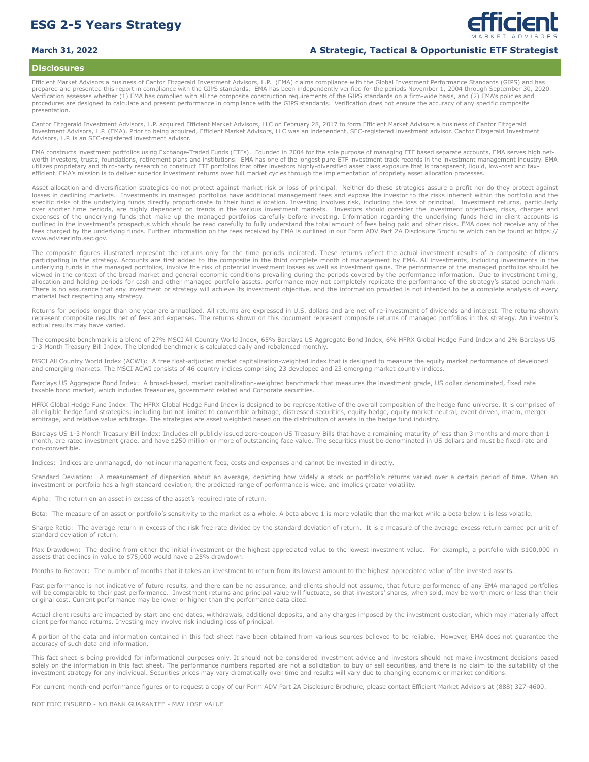# ESG 2-5 Years Strategy

**March 31, 2022**

**A Strategic, Tactical & Opportunistic ETF Strategist**

## Disclosures

Efficient Market Advisors a business of Cantor Fitzgerald Investment Advisors, L.P. (EMA) claims compliance with the Global Investment Performance Standards (GIPS) and has prepared and presented this report in compliance with the GIPS standards. EMA has been independently verified for the periods November 1, 2004 through September 30, 2020. Verification assesses whether (1) EMA has complied with all the composite construction requirements of the GIPS standards on a firm-wide basis, and (2) EMA's policies and procedures are designed to calculate and present performance in compliance with the GIPS standards. Verification does not ensure the accuracy of any specific composite presentation.

Cantor Fitzgerald Investment Advisors, L.P. acquired Efficient Market Advisors, LLC on February 28, 2017 to form Efficient Market Advisors a business of Cantor Fitzgerald Investment Advisors, L.P. (EMA). Prior to being acquired, Efficient Market Advisors, LLC was an independent, SEC-registered investment advisor. Cantor Fitzgerald Investment Advisors, L.P. is an SEC-registered investment advisor.

EMA constructs investment portfolios using Exchange-Traded Funds (ETFs). Founded in 2004 for the sole purpose of managing ETF based separate accounts, EMA serves high net-worth investors, trusts, foundations, retirement plans and institutions. EMA has one of the longest pure-ETF investment track records in the investment management industry. EMA utilizes proprietary and third-party research to construct ETF portfolios that offer investors highly-diversified asset class exposure that is transparent, liquid, low-cost and tax-efficient. EMA's mission is to deliver superior investment returns over full market cycles through the implementation of propriety asset allocation processes.

Asset allocation and diversification strategies do not protect against market risk or loss of principal. Neither do these strategies assure a profit nor do they protect against losses in declining markets. Investments in managed portfolios have additional management fees and expose the investor to the risks inherent within the portfolio and the specific risks of the underlying funds directly proportionate to their fund allocation. Investing involves risk, including the loss of principal. Investment returns, particularly over shorter time periods, are highly dependent on trends in the various investment markets. Investors should consider the investment objectives, risks, charges and expenses of the underlying funds that make up the managed portfolios carefully before investing. Information regarding the underlying funds held in client accounts is outlined in the investment's prospectus which should be read carefully to fully understand the total amount of fees being paid and other risks. EMA does not receive any of the fees charged by the underlying funds. Further information on the fees received by EMA is outlined in our Form ADV Part 2A Disclosure Brochure which can be found at https://www.adviserinfo.sec.gov.

The composite figures illustrated represent the returns only for the time periods indicated. These returns reflect the actual investment results of a composite of clients participating in the strategy. Accounts are first added to the composite in the third complete month of management by EMA. All investments, including investments in the underlying funds in the managed portfolios, involve the risk of potential investment losses as well as investment gains. The performance of the managed portfolios should be viewed in the context of the broad market and general economic conditions prevailing during the periods covered by the performance information. Due to investment timing, allocation and holding periods for cash and other managed portfolio assets, performance may not completely replicate the performance of the strategy's stated benchmark. There is no assurance that any investment or strategy will achieve its investment objective, and the information provided is not intended to be a complete analysis of every material fact respecting any strategy.

Returns for periods longer than one year are annualized. All returns are expressed in U.S. dollars and are net of re-investment of dividends and interest. The returns shown represent composite results net of fees and expenses. The returns shown on this document represent composite returns of managed portfolios in this strategy. An investor's actual results may have varied.

The composite benchmark is a blend of 27% MSCI All Country World Index, 65% Barclays US Aggregate Bond Index, 6% HFRX Global Hedge Fund Index and 2% Barclays US 1-3 Month Treasury Bill Index. The blended benchmark is calculated daily and rebalanced monthly.

MSCI All Country World Index (ACWI): A free float-adjusted market capitalization-weighted index that is designed to measure the equity market performance of developed and emerging markets. The MSCI ACWI consists of 46 country indices comprising 23 developed and 23 emerging market country indices.

Barclays US Aggregate Bond Index: A broad-based, market capitalization-weighted benchmark that measures the investment grade, US dollar denominated, fixed rate taxable bond market, which includes Treasuries, government related and Corporate securities.

HFRX Global Hedge Fund Index: The HFRX Global Hedge Fund Index is designed to be representative of the overall composition of the hedge fund universe. It is comprised of all eligible hedge fund strategies; including but not limited to convertible arbitrage, distressed securities, equity hedge, equity market neutral, event driven, macro, merger arbitrage, and relative value arbitrage. The strategies are asset weighted based on the distribution of assets in the hedge fund industry.

Barclays US 1-3 Month Treasury Bill Index: Includes all publicly issued zero-coupon US Treasury Bills that have a remaining maturity of less than 3 months and more than 1 month, are rated investment grade, and have $250 million or more of outstanding face value. The securities must be denominated in US dollars and must be fixed rate and non-convertible.

Indices: Indices are unmanaged, do not incur management fees, costs and expenses and cannot be invested in directly.

Standard Deviation: A measurement of dispersion about an average, depicting how widely a stock or portfolio's returns varied over a certain period of time. When an investment or portfolio has a high standard deviation, the predicted range of performance is wide, and implies greater volatility.

Alpha: The return on an asset in excess of the asset's required rate of return.

Beta: The measure of an asset or portfolio's sensitivity to the market as a whole. A beta above 1 is more volatile than the market while a beta below 1 is less volatile.

Sharpe Ratio: The average return in excess of the risk free rate divided by the standard deviation of return. It is a measure of the average excess return earned per unit of standard deviation of return.

Max Drawdown: The decline from either the initial investment or the highest appreciated value to the lowest investment value. For example, a portfolio with $100,000 in assets that declines in value to $75,000 would have a 25% drawdown.

Months to Recover: The number of months that it takes an investment to return from its lowest amount to the highest appreciated value of the invested assets.

Past performance is not indicative of future results, and there can be no assurance, and clients should not assume, that future performance of any EMA managed portfolios will be comparable to their past performance. Investment returns and principal value will fluctuate, so that investors' shares, when sold, may be worth more or less than their original cost. Current performance may be lower or higher than the performance data cited.

Actual client results are impacted by start and end dates, withdrawals, additional deposits, and any charges imposed by the investment custodian, which may materially affect client performance returns. Investing may involve risk including loss of principal.

A portion of the data and information contained in this fact sheet have been obtained from various sources believed to be reliable. However, EMA does not guarantee the accuracy of such data and information.

This fact sheet is being provided for informational purposes only. It should not be considered investment advice and investors should not make investment decisions based solely on the information in this fact sheet. The performance numbers reported are not a solicitation to buy or sell securities, and there is no claim to the suitability of the investment strategy for any individual. Securities prices may vary dramatically over time and results will vary due to changing economic or market conditions.

For current month-end performance figures or to request a copy of our Form ADV Part 2A Disclosure Brochure, please contact Efficient Market Advisors at (888) 327-4600.

NOT FDIC INSURED - NO BANK GUARANTEE - MAY LOSE VALUE